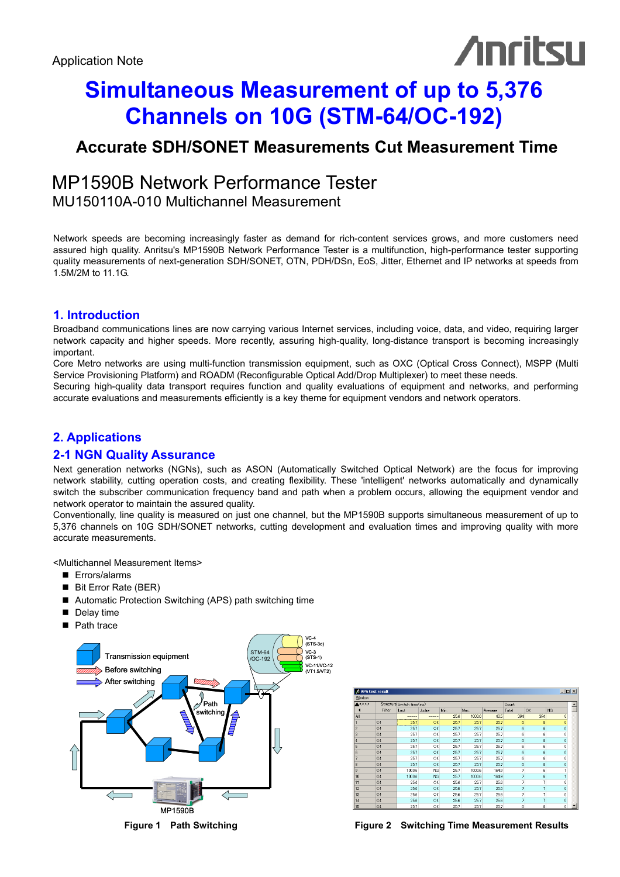Application Note

# Simultaneous Measurement of up to 5,376 Channels on 10G (STM-64/OC-192)

## Accurate SDH/SONET Measurements Cut Measurement Time

MP1590B Network Performance Tester
MU150110A-010 Multichannel Measurement

Network speeds are becoming increasingly faster as demand for rich-content services grows, and more customers need assured high quality. Anritsu's MP1590B Network Performance Tester is a multifunction, high-performance tester supporting quality measurements of next-generation SDH/SONET, OTN, PDH/DSn, EoS, Jitter, Ethernet and IP networks at speeds from 1.5M/2M to 11.1G.

## 1. Introduction

Broadband communications lines are now carrying various Internet services, including voice, data, and video, requiring larger network capacity and higher speeds. More recently, assuring high-quality, long-distance transport is becoming increasingly important.
Core Metro networks are using multi-function transmission equipment, such as OXC (Optical Cross Connect), MSPP (Multi Service Provisioning Platform) and ROADM (Reconfigurable Optical Add/Drop Multiplexer) to meet these needs.
Securing high-quality data transport requires function and quality evaluations of equipment and networks, and performing accurate evaluations and measurements efficiently is a key theme for equipment vendors and network operators.

## 2. Applications

### 2-1 NGN Quality Assurance

Next generation networks (NGNs), such as ASON (Automatically Switched Optical Network) are the focus for improving network stability, cutting operation costs, and creating flexibility. These 'intelligent' networks automatically and dynamically switch the subscriber communication frequency band and path when a problem occurs, allowing the equipment vendor and network operator to maintain the assured quality.
Conventionally, line quality is measured on just one channel, but the MP1590B supports simultaneous measurement of up to 5,376 channels on 10G SDH/SONET networks, cutting development and evaluation times and improving quality with more accurate measurements.

<Multichannel Measurement Items>

- Errors/alarms
- Bit Error Rate (BER)
- Automatic Protection Switching (APS) path switching time
- Delay time
- Path trace

Figure 1 Path Switching

Figure 2 Switching Time Measurement Results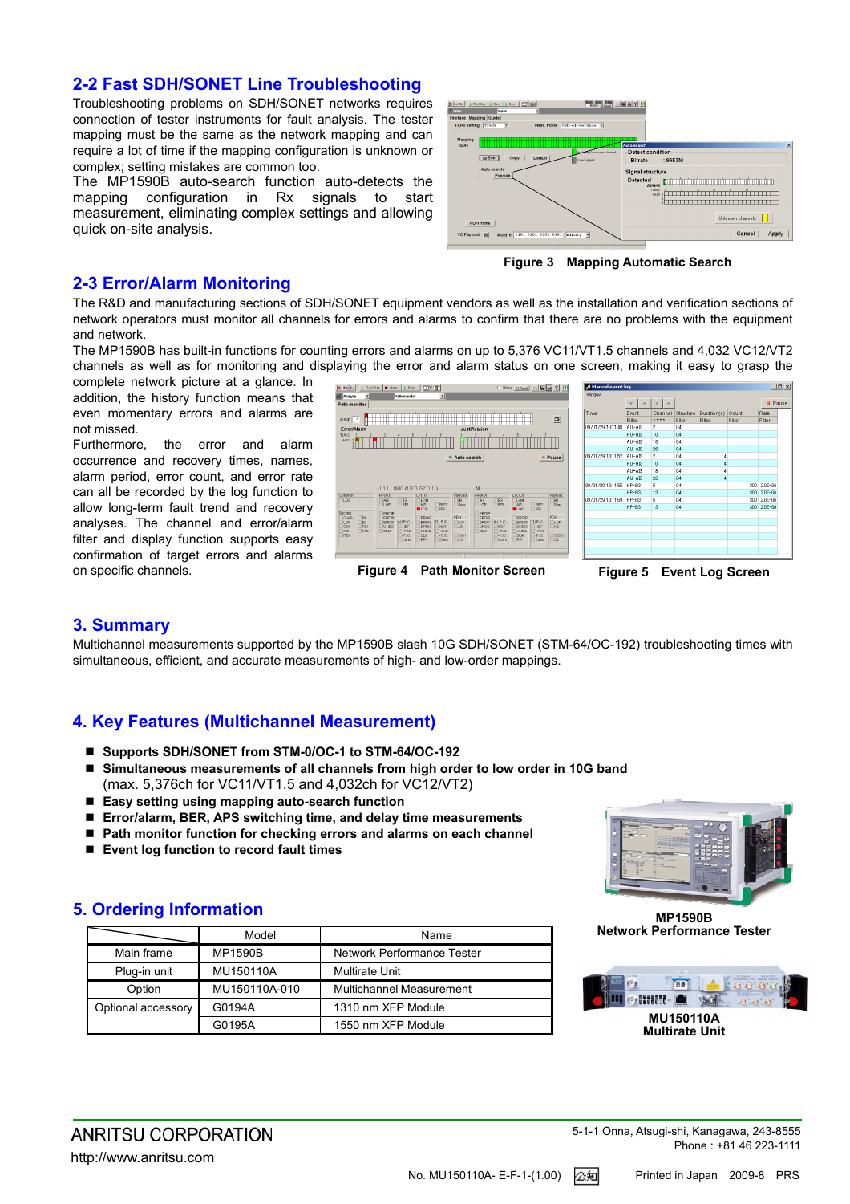## 2-2 Fast SDH/SONET Line Troubleshooting

Troubleshooting problems on SDH/SONET networks requires connection of tester instruments for fault analysis. The tester mapping must be the same as the network mapping and can require a lot of time if the mapping configuration is unknown or complex; setting mistakes are common too.

The MP1590B auto-search function auto-detects the mapping configuration in Rx signals to start measurement, eliminating complex settings and allowing quick on-site analysis.

Figure 3 Mapping Automatic Search

## 2-3 Error/Alarm Monitoring

The R&D and manufacturing sections of SDH/SONET equipment vendors as well as the installation and verification sections of network operators must monitor all channels for errors and alarms to confirm that there are no problems with the equipment and network.

The MP1590B has built-in functions for counting errors and alarms on up to 5,376 VC11/VT1.5 channels and 4,032 VC12/VT2 channels as well as for monitoring and displaying the error and alarm status on one screen, making it easy to grasp the complete network picture at a glance. In addition, the history function means that even momentary errors and alarms are not missed.

Furthermore, the error and alarm occurrence and recovery times, names, alarm period, error count, and error rate can all be recorded by the log function to allow long-term fault trend and recovery analyses. The channel and error/alarm filter and display function supports easy confirmation of target errors and alarms on specific channels.

Figure 4 Path Monitor Screen

Figure 5 Event Log Screen

## 3. Summary

Multichannel measurements supported by the MP1590B slash 10G SDH/SONET (STM-64/OC-192) troubleshooting times with simultaneous, efficient, and accurate measurements of high- and low-order mappings.

## 4. Key Features (Multichannel Measurement)

- **Supports SDH/SONET from STM-0/OC-1 to STM-64/OC-192**
- **Simultaneous measurements of all channels from high order to low order in 10G band** (max. 5,376ch for VC11/VT1.5 and 4,032ch for VC12/VT2)
- **Easy setting using mapping auto-search function**
- **Error/alarm, BER, APS switching time, and delay time measurements**
- **Path monitor function for checking errors and alarms on each channel**
- **Event log function to record fault times**

## 5. Ordering Information

| | Model | Name |
|---|---|---|
| Main frame | MP1590B | Network Performance Tester |
| Plug-in unit | MU150110A | Multirate Unit |
| Option | MU150110A-010 | Multichannel Measurement |
| Optional accessory | G0194A | 1310 nm XFP Module |
| | G0195A | 1550 nm XFP Module |

**MP1590B**
**Network Performance Tester**

**MU150110A**
**Multirate Unit**

ANRITSU CORPORATION
http://www.anritsu.com

5-1-1 Onna, Atsugi-shi, Kanagawa, 243-8555
Phone : +81 46 223-1111

No. MU150110A- E-F-1-(1.00) 公知 Printed in Japan 2009-8 PRS